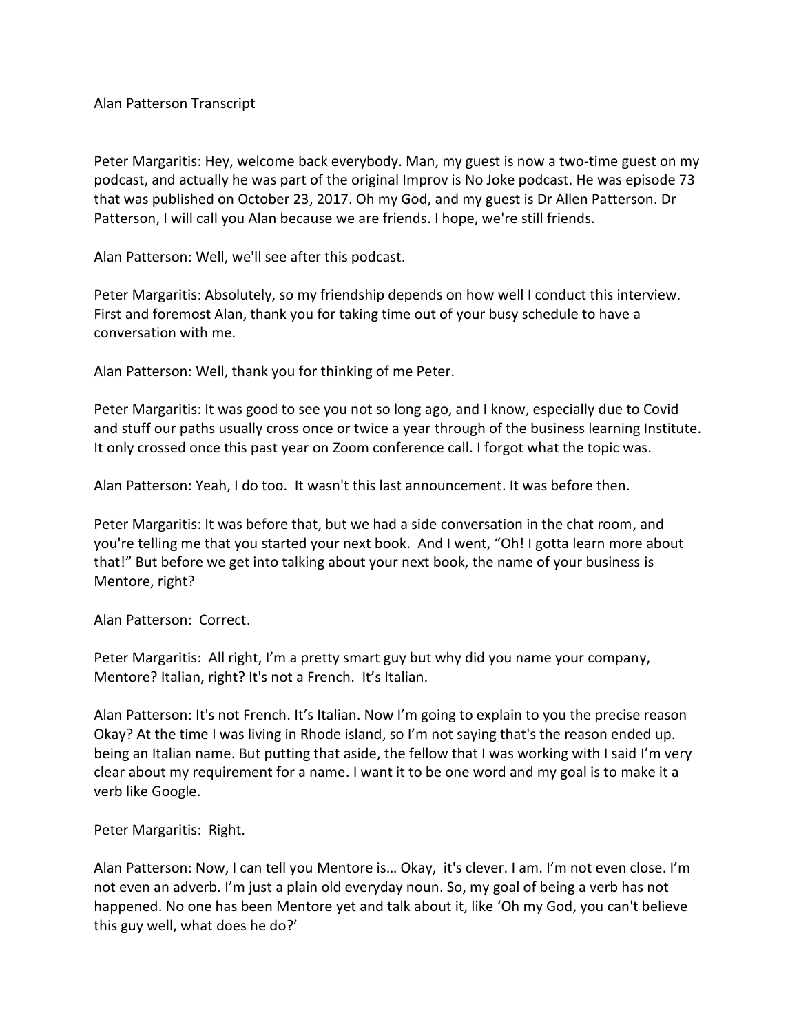Alan Patterson Transcript

Peter Margaritis: Hey, welcome back everybody. Man, my guest is now a two-time guest on my podcast, and actually he was part of the original Improv is No Joke podcast. He was episode 73 that was published on October 23, 2017. Oh my God, and my guest is Dr Allen Patterson. Dr Patterson, I will call you Alan because we are friends. I hope, we're still friends.

Alan Patterson: Well, we'll see after this podcast.

Peter Margaritis: Absolutely, so my friendship depends on how well I conduct this interview. First and foremost Alan, thank you for taking time out of your busy schedule to have a conversation with me.

Alan Patterson: Well, thank you for thinking of me Peter.

Peter Margaritis: It was good to see you not so long ago, and I know, especially due to Covid and stuff our paths usually cross once or twice a year through of the business learning Institute. It only crossed once this past year on Zoom conference call. I forgot what the topic was.

Alan Patterson: Yeah, I do too. It wasn't this last announcement. It was before then.

Peter Margaritis: It was before that, but we had a side conversation in the chat room, and you're telling me that you started your next book. And I went, "Oh! I gotta learn more about that!" But before we get into talking about your next book, the name of your business is Mentore, right?

Alan Patterson: Correct.

Peter Margaritis: All right, I'm a pretty smart guy but why did you name your company, Mentore? Italian, right? It's not a French. It's Italian.

Alan Patterson: It's not French. It's Italian. Now I'm going to explain to you the precise reason Okay? At the time I was living in Rhode island, so I'm not saying that's the reason ended up. being an Italian name. But putting that aside, the fellow that I was working with I said I'm very clear about my requirement for a name. I want it to be one word and my goal is to make it a verb like Google.

Peter Margaritis: Right.

Alan Patterson: Now, I can tell you Mentore is… Okay, it's clever. I am. I'm not even close. I'm not even an adverb. I'm just a plain old everyday noun. So, my goal of being a verb has not happened. No one has been Mentore yet and talk about it, like 'Oh my God, you can't believe this guy well, what does he do?'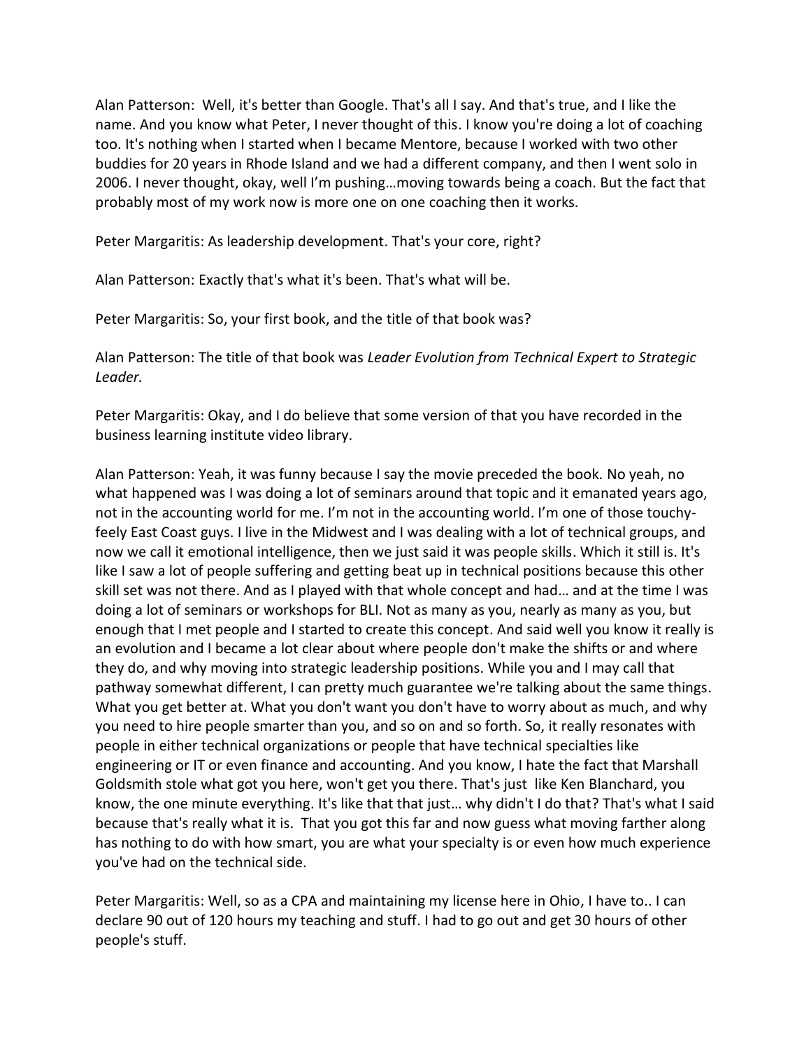Alan Patterson: Well, it's better than Google. That's all I say. And that's true, and I like the name. And you know what Peter, I never thought of this. I know you're doing a lot of coaching too. It's nothing when I started when I became Mentore, because I worked with two other buddies for 20 years in Rhode Island and we had a different company, and then I went solo in 2006. I never thought, okay, well I'm pushing…moving towards being a coach. But the fact that probably most of my work now is more one on one coaching then it works.

Peter Margaritis: As leadership development. That's your core, right?

Alan Patterson: Exactly that's what it's been. That's what will be.

Peter Margaritis: So, your first book, and the title of that book was?

Alan Patterson: The title of that book was *Leader Evolution from Technical Expert to Strategic Leader.*

Peter Margaritis: Okay, and I do believe that some version of that you have recorded in the business learning institute video library.

Alan Patterson: Yeah, it was funny because I say the movie preceded the book. No yeah, no what happened was I was doing a lot of seminars around that topic and it emanated years ago, not in the accounting world for me. I'm not in the accounting world. I'm one of those touchy-feely East Coast guys. I live in the Midwest and I was dealing with a lot of technical groups, and now we call it emotional intelligence, then we just said it was people skills. Which it still is. It's like I saw a lot of people suffering and getting beat up in technical positions because this other skill set was not there. And as I played with that whole concept and had… and at the time I was doing a lot of seminars or workshops for BLI. Not as many as you, nearly as many as you, but enough that I met people and I started to create this concept. And said well you know it really is an evolution and I became a lot clear about where people don't make the shifts or and where they do, and why moving into strategic leadership positions. While you and I may call that pathway somewhat different, I can pretty much guarantee we're talking about the same things. What you get better at. What you don't want you don't have to worry about as much, and why you need to hire people smarter than you, and so on and so forth. So, it really resonates with people in either technical organizations or people that have technical specialties like engineering or IT or even finance and accounting. And you know, I hate the fact that Marshall Goldsmith stole what got you here, won't get you there. That's just like Ken Blanchard, you know, the one minute everything. It's like that that just… why didn't I do that? That's what I said because that's really what it is. That you got this far and now guess what moving farther along has nothing to do with how smart, you are what your specialty is or even how much experience you've had on the technical side.

Peter Margaritis: Well, so as a CPA and maintaining my license here in Ohio, I have to.. I can declare 90 out of 120 hours my teaching and stuff. I had to go out and get 30 hours of other people's stuff.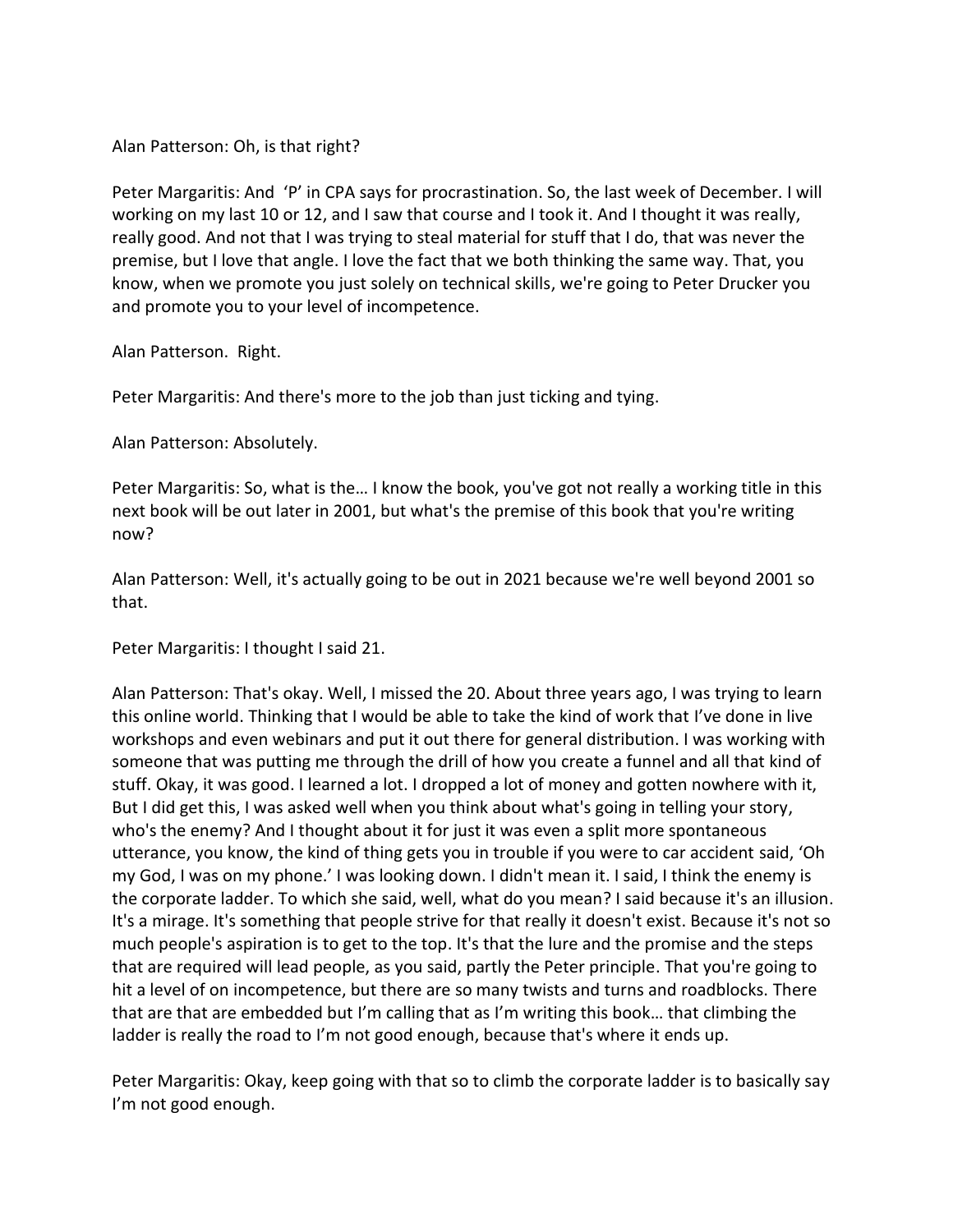Alan Patterson: Oh, is that right?

Peter Margaritis: And 'P' in CPA says for procrastination. So, the last week of December. I will working on my last 10 or 12, and I saw that course and I took it. And I thought it was really, really good. And not that I was trying to steal material for stuff that I do, that was never the premise, but I love that angle. I love the fact that we both thinking the same way. That, you know, when we promote you just solely on technical skills, we're going to Peter Drucker you and promote you to your level of incompetence.

Alan Patterson. Right.

Peter Margaritis: And there's more to the job than just ticking and tying.

Alan Patterson: Absolutely.

Peter Margaritis: So, what is the… I know the book, you've got not really a working title in this next book will be out later in 2001, but what's the premise of this book that you're writing now?

Alan Patterson: Well, it's actually going to be out in 2021 because we're well beyond 2001 so that.

Peter Margaritis: I thought I said 21.

Alan Patterson: That's okay. Well, I missed the 20. About three years ago, I was trying to learn this online world. Thinking that I would be able to take the kind of work that I've done in live workshops and even webinars and put it out there for general distribution. I was working with someone that was putting me through the drill of how you create a funnel and all that kind of stuff. Okay, it was good. I learned a lot. I dropped a lot of money and gotten nowhere with it, But I did get this, I was asked well when you think about what's going in telling your story, who's the enemy? And I thought about it for just it was even a split more spontaneous utterance, you know, the kind of thing gets you in trouble if you were to car accident said, 'Oh my God, I was on my phone.' I was looking down. I didn't mean it. I said, I think the enemy is the corporate ladder. To which she said, well, what do you mean? I said because it's an illusion. It's a mirage. It's something that people strive for that really it doesn't exist. Because it's not so much people's aspiration is to get to the top. It's that the lure and the promise and the steps that are required will lead people, as you said, partly the Peter principle. That you're going to hit a level of on incompetence, but there are so many twists and turns and roadblocks. There that are that are embedded but I'm calling that as I'm writing this book… that climbing the ladder is really the road to I'm not good enough, because that's where it ends up.

Peter Margaritis: Okay, keep going with that so to climb the corporate ladder is to basically say I'm not good enough.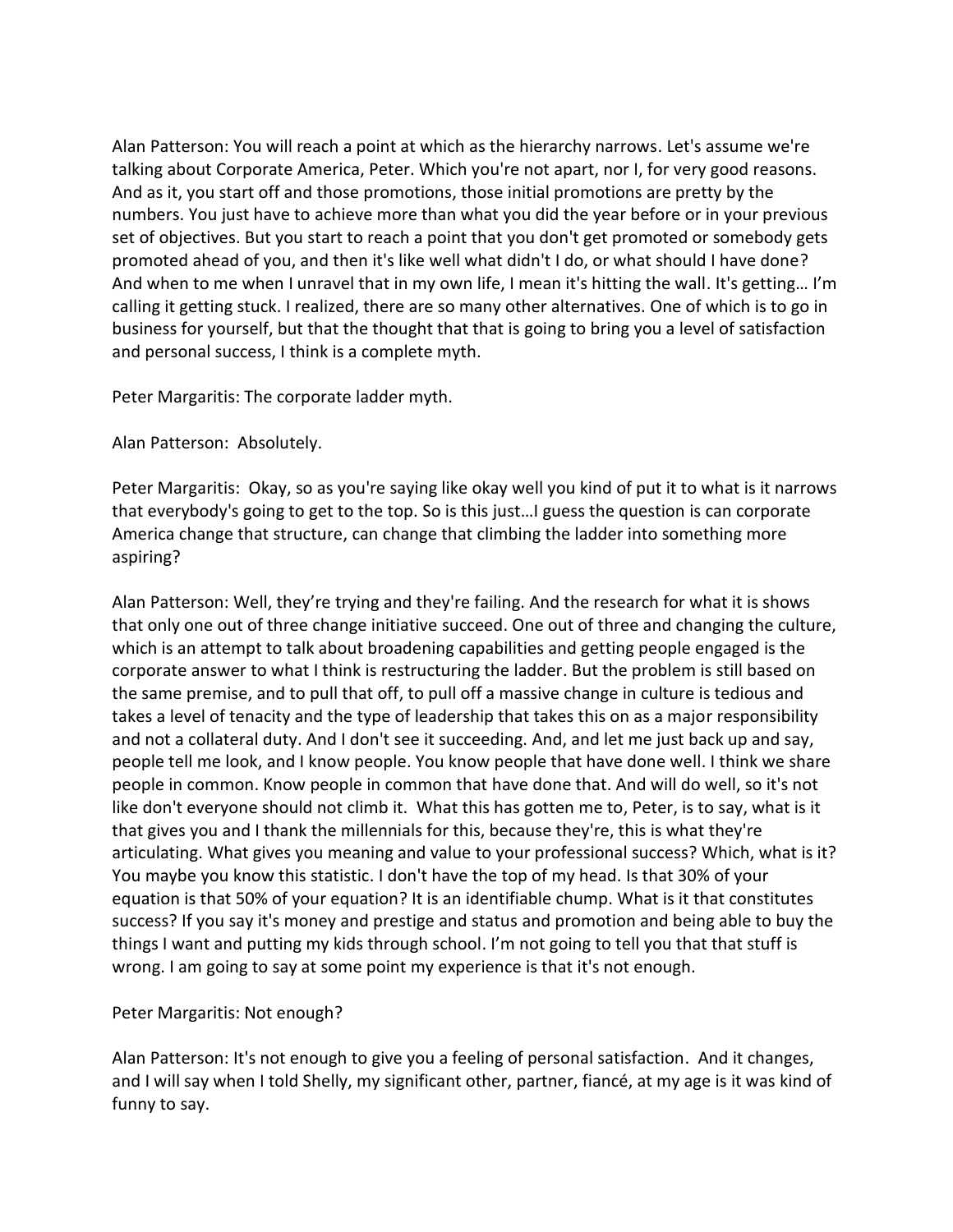Alan Patterson: You will reach a point at which as the hierarchy narrows. Let's assume we're talking about Corporate America, Peter. Which you're not apart, nor I, for very good reasons. And as it, you start off and those promotions, those initial promotions are pretty by the numbers. You just have to achieve more than what you did the year before or in your previous set of objectives. But you start to reach a point that you don't get promoted or somebody gets promoted ahead of you, and then it's like well what didn't I do, or what should I have done? And when to me when I unravel that in my own life, I mean it's hitting the wall. It's getting… I'm calling it getting stuck. I realized, there are so many other alternatives. One of which is to go in business for yourself, but that the thought that that is going to bring you a level of satisfaction and personal success, I think is a complete myth.

Peter Margaritis: The corporate ladder myth.

Alan Patterson: Absolutely.

Peter Margaritis: Okay, so as you're saying like okay well you kind of put it to what is it narrows that everybody's going to get to the top. So is this just…I guess the question is can corporate America change that structure, can change that climbing the ladder into something more aspiring?

Alan Patterson: Well, they're trying and they're failing. And the research for what it is shows that only one out of three change initiative succeed. One out of three and changing the culture, which is an attempt to talk about broadening capabilities and getting people engaged is the corporate answer to what I think is restructuring the ladder. But the problem is still based on the same premise, and to pull that off, to pull off a massive change in culture is tedious and takes a level of tenacity and the type of leadership that takes this on as a major responsibility and not a collateral duty. And I don't see it succeeding. And, and let me just back up and say, people tell me look, and I know people. You know people that have done well. I think we share people in common. Know people in common that have done that. And will do well, so it's not like don't everyone should not climb it. What this has gotten me to, Peter, is to say, what is it that gives you and I thank the millennials for this, because they're, this is what they're articulating. What gives you meaning and value to your professional success? Which, what is it? You maybe you know this statistic. I don't have the top of my head. Is that 30% of your equation is that 50% of your equation? It is an identifiable chump. What is it that constitutes success? If you say it's money and prestige and status and promotion and being able to buy the things I want and putting my kids through school. I'm not going to tell you that that stuff is wrong. I am going to say at some point my experience is that it's not enough.

Peter Margaritis: Not enough?

Alan Patterson: It's not enough to give you a feeling of personal satisfaction. And it changes, and I will say when I told Shelly, my significant other, partner, fiancé, at my age is it was kind of funny to say.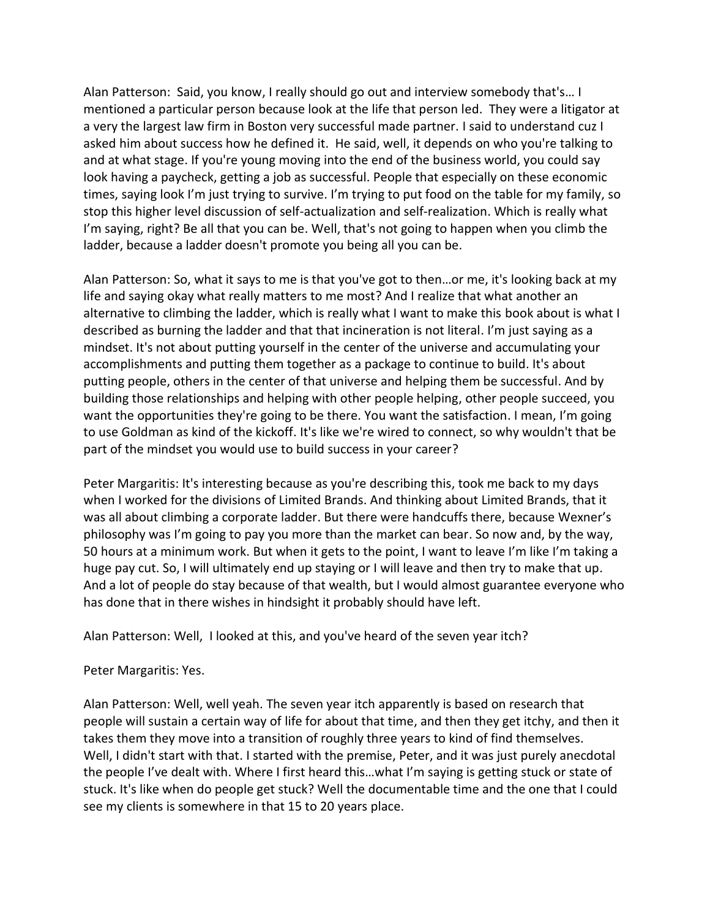Alan Patterson: Said, you know, I really should go out and interview somebody that's… I mentioned a particular person because look at the life that person led. They were a litigator at a very the largest law firm in Boston very successful made partner. I said to understand cuz I asked him about success how he defined it. He said, well, it depends on who you're talking to and at what stage. If you're young moving into the end of the business world, you could say look having a paycheck, getting a job as successful. People that especially on these economic times, saying look I'm just trying to survive. I'm trying to put food on the table for my family, so stop this higher level discussion of self-actualization and self-realization. Which is really what I'm saying, right? Be all that you can be. Well, that's not going to happen when you climb the ladder, because a ladder doesn't promote you being all you can be.

Alan Patterson: So, what it says to me is that you've got to then…or me, it's looking back at my life and saying okay what really matters to me most? And I realize that what another an alternative to climbing the ladder, which is really what I want to make this book about is what I described as burning the ladder and that that incineration is not literal. I'm just saying as a mindset. It's not about putting yourself in the center of the universe and accumulating your accomplishments and putting them together as a package to continue to build. It's about putting people, others in the center of that universe and helping them be successful. And by building those relationships and helping with other people helping, other people succeed, you want the opportunities they're going to be there. You want the satisfaction. I mean, I'm going to use Goldman as kind of the kickoff. It's like we're wired to connect, so why wouldn't that be part of the mindset you would use to build success in your career?

Peter Margaritis: It's interesting because as you're describing this, took me back to my days when I worked for the divisions of Limited Brands. And thinking about Limited Brands, that it was all about climbing a corporate ladder. But there were handcuffs there, because Wexner's philosophy was I'm going to pay you more than the market can bear. So now and, by the way, 50 hours at a minimum work. But when it gets to the point, I want to leave I'm like I'm taking a huge pay cut. So, I will ultimately end up staying or I will leave and then try to make that up. And a lot of people do stay because of that wealth, but I would almost guarantee everyone who has done that in there wishes in hindsight it probably should have left.

Alan Patterson: Well, I looked at this, and you've heard of the seven year itch?

Peter Margaritis: Yes.

Alan Patterson: Well, well yeah. The seven year itch apparently is based on research that people will sustain a certain way of life for about that time, and then they get itchy, and then it takes them they move into a transition of roughly three years to kind of find themselves. Well, I didn't start with that. I started with the premise, Peter, and it was just purely anecdotal the people I've dealt with. Where I first heard this…what I'm saying is getting stuck or state of stuck. It's like when do people get stuck? Well the documentable time and the one that I could see my clients is somewhere in that 15 to 20 years place.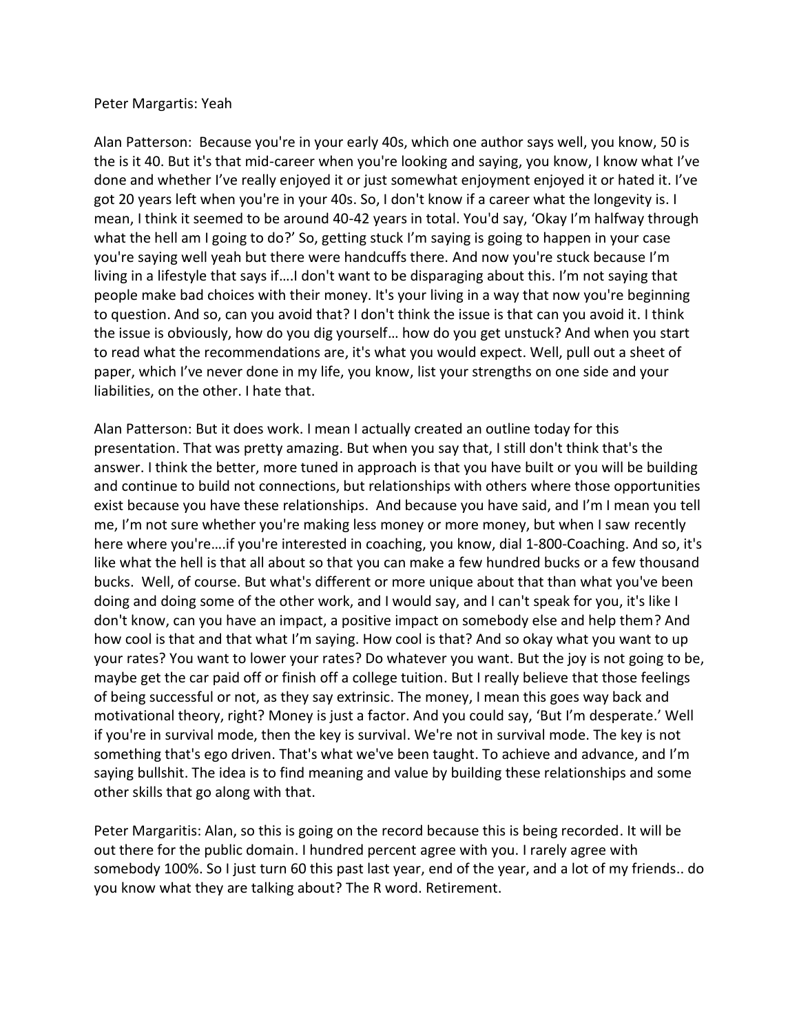Peter Margartis: Yeah

Alan Patterson: Because you're in your early 40s, which one author says well, you know, 50 is the is it 40. But it's that mid-career when you're looking and saying, you know, I know what I've done and whether I've really enjoyed it or just somewhat enjoyment enjoyed it or hated it. I've got 20 years left when you're in your 40s. So, I don't know if a career what the longevity is. I mean, I think it seemed to be around 40-42 years in total. You'd say, 'Okay I'm halfway through what the hell am I going to do?' So, getting stuck I'm saying is going to happen in your case you're saying well yeah but there were handcuffs there. And now you're stuck because I'm living in a lifestyle that says if….I don't want to be disparaging about this. I'm not saying that people make bad choices with their money. It's your living in a way that now you're beginning to question. And so, can you avoid that? I don't think the issue is that can you avoid it. I think the issue is obviously, how do you dig yourself… how do you get unstuck? And when you start to read what the recommendations are, it's what you would expect. Well, pull out a sheet of paper, which I've never done in my life, you know, list your strengths on one side and your liabilities, on the other. I hate that.

Alan Patterson: But it does work. I mean I actually created an outline today for this presentation. That was pretty amazing. But when you say that, I still don't think that's the answer. I think the better, more tuned in approach is that you have built or you will be building and continue to build not connections, but relationships with others where those opportunities exist because you have these relationships. And because you have said, and I'm I mean you tell me, I'm not sure whether you're making less money or more money, but when I saw recently here where you're….if you're interested in coaching, you know, dial 1-800-Coaching. And so, it's like what the hell is that all about so that you can make a few hundred bucks or a few thousand bucks. Well, of course. But what's different or more unique about that than what you've been doing and doing some of the other work, and I would say, and I can't speak for you, it's like I don't know, can you have an impact, a positive impact on somebody else and help them? And how cool is that and that what I'm saying. How cool is that? And so okay what you want to up your rates? You want to lower your rates? Do whatever you want. But the joy is not going to be, maybe get the car paid off or finish off a college tuition. But I really believe that those feelings of being successful or not, as they say extrinsic. The money, I mean this goes way back and motivational theory, right? Money is just a factor. And you could say, 'But I'm desperate.' Well if you're in survival mode, then the key is survival. We're not in survival mode. The key is not something that's ego driven. That's what we've been taught. To achieve and advance, and I'm saying bullshit. The idea is to find meaning and value by building these relationships and some other skills that go along with that.

Peter Margaritis: Alan, so this is going on the record because this is being recorded. It will be out there for the public domain. I hundred percent agree with you. I rarely agree with somebody 100%. So I just turn 60 this past last year, end of the year, and a lot of my friends.. do you know what they are talking about? The R word. Retirement.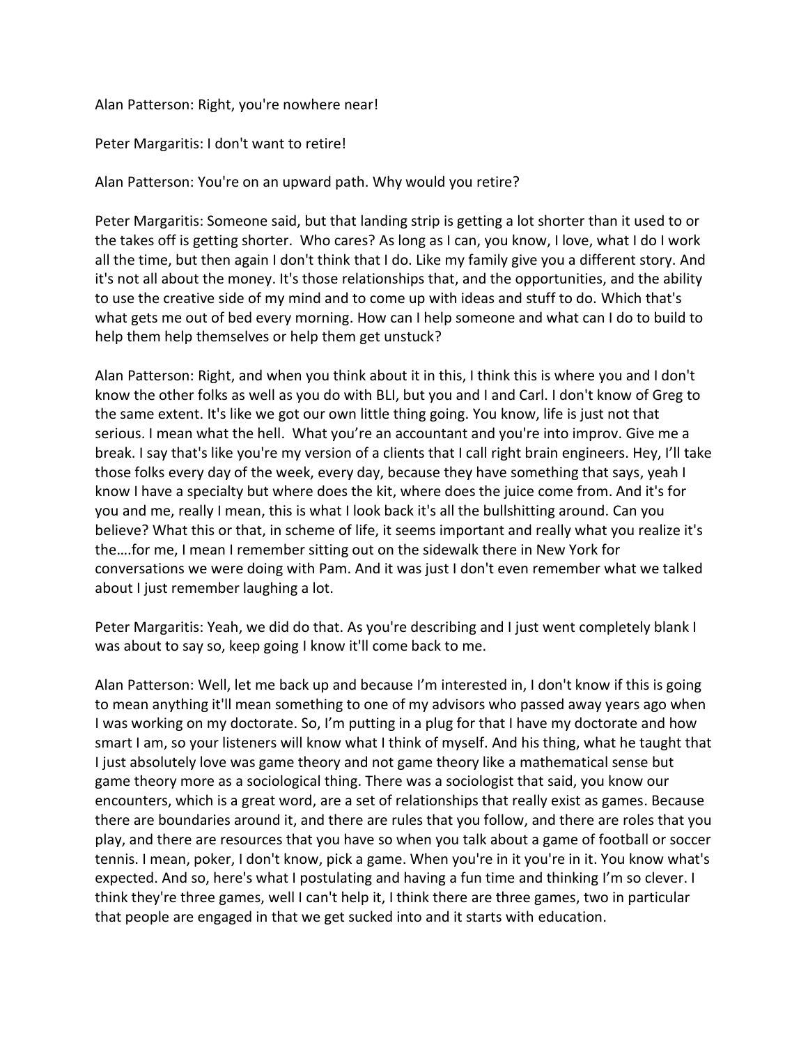Alan Patterson: Right, you're nowhere near!

Peter Margaritis: I don't want to retire!

Alan Patterson: You're on an upward path. Why would you retire?

Peter Margaritis: Someone said, but that landing strip is getting a lot shorter than it used to or the takes off is getting shorter. Who cares? As long as I can, you know, I love, what I do I work all the time, but then again I don't think that I do. Like my family give you a different story. And it's not all about the money. It's those relationships that, and the opportunities, and the ability to use the creative side of my mind and to come up with ideas and stuff to do. Which that's what gets me out of bed every morning. How can I help someone and what can I do to build to help them help themselves or help them get unstuck?

Alan Patterson: Right, and when you think about it in this, I think this is where you and I don't know the other folks as well as you do with BLI, but you and I and Carl. I don't know of Greg to the same extent. It's like we got our own little thing going. You know, life is just not that serious. I mean what the hell. What you're an accountant and you're into improv. Give me a break. I say that's like you're my version of a clients that I call right brain engineers. Hey, I'll take those folks every day of the week, every day, because they have something that says, yeah I know I have a specialty but where does the kit, where does the juice come from. And it's for you and me, really I mean, this is what I look back it's all the bullshitting around. Can you believe? What this or that, in scheme of life, it seems important and really what you realize it's the….for me, I mean I remember sitting out on the sidewalk there in New York for conversations we were doing with Pam. And it was just I don't even remember what we talked about I just remember laughing a lot.

Peter Margaritis: Yeah, we did do that. As you're describing and I just went completely blank I was about to say so, keep going I know it'll come back to me.

Alan Patterson: Well, let me back up and because I'm interested in, I don't know if this is going to mean anything it'll mean something to one of my advisors who passed away years ago when I was working on my doctorate. So, I'm putting in a plug for that I have my doctorate and how smart I am, so your listeners will know what I think of myself. And his thing, what he taught that I just absolutely love was game theory and not game theory like a mathematical sense but game theory more as a sociological thing. There was a sociologist that said, you know our encounters, which is a great word, are a set of relationships that really exist as games. Because there are boundaries around it, and there are rules that you follow, and there are roles that you play, and there are resources that you have so when you talk about a game of football or soccer tennis. I mean, poker, I don't know, pick a game. When you're in it you're in it. You know what's expected. And so, here's what I postulating and having a fun time and thinking I'm so clever. I think they're three games, well I can't help it, I think there are three games, two in particular that people are engaged in that we get sucked into and it starts with education.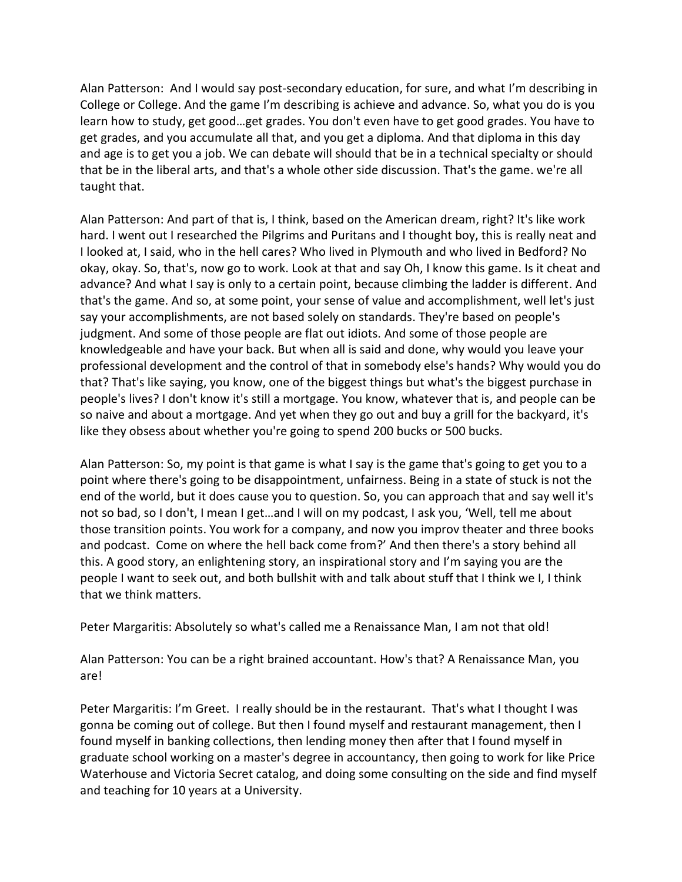Alan Patterson: And I would say post-secondary education, for sure, and what I'm describing in College or College. And the game I'm describing is achieve and advance. So, what you do is you learn how to study, get good…get grades. You don't even have to get good grades. You have to get grades, and you accumulate all that, and you get a diploma. And that diploma in this day and age is to get you a job. We can debate will should that be in a technical specialty or should that be in the liberal arts, and that's a whole other side discussion. That's the game. we're all taught that.

Alan Patterson: And part of that is, I think, based on the American dream, right? It's like work hard. I went out I researched the Pilgrims and Puritans and I thought boy, this is really neat and I looked at, I said, who in the hell cares? Who lived in Plymouth and who lived in Bedford? No okay, okay. So, that's, now go to work. Look at that and say Oh, I know this game. Is it cheat and advance? And what I say is only to a certain point, because climbing the ladder is different. And that's the game. And so, at some point, your sense of value and accomplishment, well let's just say your accomplishments, are not based solely on standards. They're based on people's judgment. And some of those people are flat out idiots. And some of those people are knowledgeable and have your back. But when all is said and done, why would you leave your professional development and the control of that in somebody else's hands? Why would you do that? That's like saying, you know, one of the biggest things but what's the biggest purchase in people's lives? I don't know it's still a mortgage. You know, whatever that is, and people can be so naive and about a mortgage. And yet when they go out and buy a grill for the backyard, it's like they obsess about whether you're going to spend 200 bucks or 500 bucks.

Alan Patterson: So, my point is that game is what I say is the game that's going to get you to a point where there's going to be disappointment, unfairness. Being in a state of stuck is not the end of the world, but it does cause you to question. So, you can approach that and say well it's not so bad, so I don't, I mean I get…and I will on my podcast, I ask you, 'Well, tell me about those transition points. You work for a company, and now you improv theater and three books and podcast. Come on where the hell back come from?' And then there's a story behind all this. A good story, an enlightening story, an inspirational story and I'm saying you are the people I want to seek out, and both bullshit with and talk about stuff that I think we I, I think that we think matters.

Peter Margaritis: Absolutely so what's called me a Renaissance Man, I am not that old!

Alan Patterson: You can be a right brained accountant. How's that? A Renaissance Man, you are!

Peter Margaritis: I'm Greet. I really should be in the restaurant. That's what I thought I was gonna be coming out of college. But then I found myself and restaurant management, then I found myself in banking collections, then lending money then after that I found myself in graduate school working on a master's degree in accountancy, then going to work for like Price Waterhouse and Victoria Secret catalog, and doing some consulting on the side and find myself and teaching for 10 years at a University.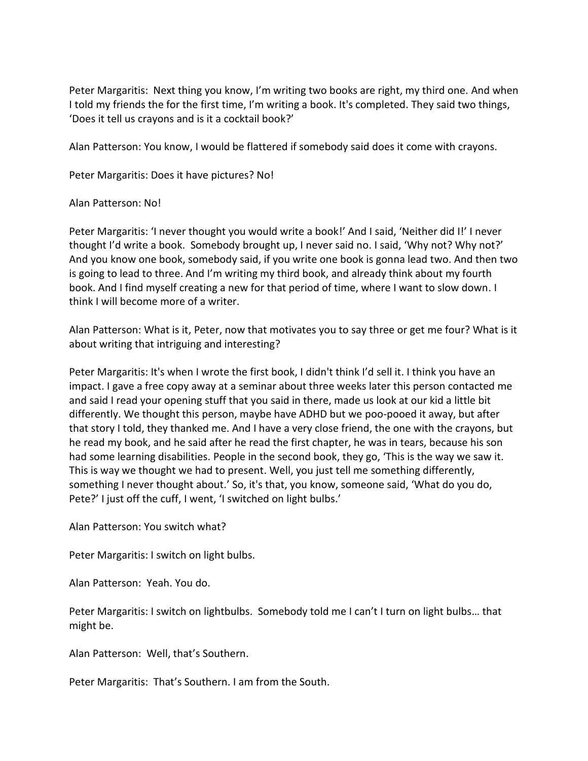Peter Margaritis: Next thing you know, I'm writing two books are right, my third one. And when I told my friends the for the first time, I'm writing a book. It's completed. They said two things, 'Does it tell us crayons and is it a cocktail book?'

Alan Patterson: You know, I would be flattered if somebody said does it come with crayons.

Peter Margaritis: Does it have pictures? No!

Alan Patterson: No!

Peter Margaritis: 'I never thought you would write a book!' And I said, 'Neither did I!' I never thought I'd write a book. Somebody brought up, I never said no. I said, 'Why not? Why not?' And you know one book, somebody said, if you write one book is gonna lead two. And then two is going to lead to three. And I'm writing my third book, and already think about my fourth book. And I find myself creating a new for that period of time, where I want to slow down. I think I will become more of a writer.

Alan Patterson: What is it, Peter, now that motivates you to say three or get me four? What is it about writing that intriguing and interesting?

Peter Margaritis: It's when I wrote the first book, I didn't think I'd sell it. I think you have an impact. I gave a free copy away at a seminar about three weeks later this person contacted me and said I read your opening stuff that you said in there, made us look at our kid a little bit differently. We thought this person, maybe have ADHD but we poo-pooed it away, but after that story I told, they thanked me. And I have a very close friend, the one with the crayons, but he read my book, and he said after he read the first chapter, he was in tears, because his son had some learning disabilities. People in the second book, they go, 'This is the way we saw it. This is way we thought we had to present. Well, you just tell me something differently, something I never thought about.' So, it's that, you know, someone said, 'What do you do, Pete?' I just off the cuff, I went, 'I switched on light bulbs.'

Alan Patterson: You switch what?

Peter Margaritis: I switch on light bulbs.

Alan Patterson: Yeah. You do.

Peter Margaritis: I switch on lightbulbs. Somebody told me I can't I turn on light bulbs… that might be.

Alan Patterson: Well, that's Southern.

Peter Margaritis: That's Southern. I am from the South.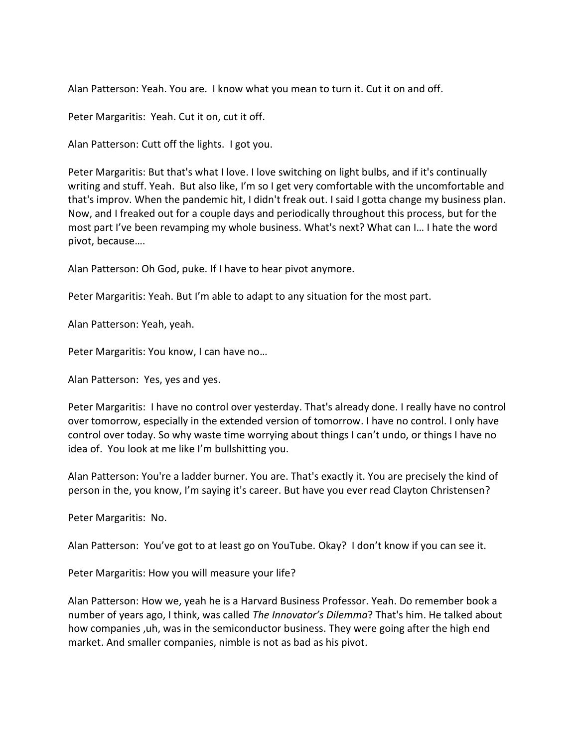Alan Patterson: Yeah. You are. I know what you mean to turn it. Cut it on and off.

Peter Margaritis: Yeah. Cut it on, cut it off.

Alan Patterson: Cutt off the lights. I got you.

Peter Margaritis: But that's what I love. I love switching on light bulbs, and if it's continually writing and stuff. Yeah. But also like, I'm so I get very comfortable with the uncomfortable and that's improv. When the pandemic hit, I didn't freak out. I said I gotta change my business plan. Now, and I freaked out for a couple days and periodically throughout this process, but for the most part I've been revamping my whole business. What's next? What can I… I hate the word pivot, because….

Alan Patterson: Oh God, puke. If I have to hear pivot anymore.

Peter Margaritis: Yeah. But I'm able to adapt to any situation for the most part.

Alan Patterson: Yeah, yeah.

Peter Margaritis: You know, I can have no…

Alan Patterson: Yes, yes and yes.

Peter Margaritis: I have no control over yesterday. That's already done. I really have no control over tomorrow, especially in the extended version of tomorrow. I have no control. I only have control over today. So why waste time worrying about things I can't undo, or things I have no idea of. You look at me like I'm bullshitting you.

Alan Patterson: You're a ladder burner. You are. That's exactly it. You are precisely the kind of person in the, you know, I'm saying it's career. But have you ever read Clayton Christensen?

Peter Margaritis: No.

Alan Patterson: You've got to at least go on YouTube. Okay? I don't know if you can see it.

Peter Margaritis: How you will measure your life?

Alan Patterson: How we, yeah he is a Harvard Business Professor. Yeah. Do remember book a number of years ago, I think, was called *The Innovator's Dilemma*? That's him. He talked about how companies ,uh, was in the semiconductor business. They were going after the high end market. And smaller companies, nimble is not as bad as his pivot.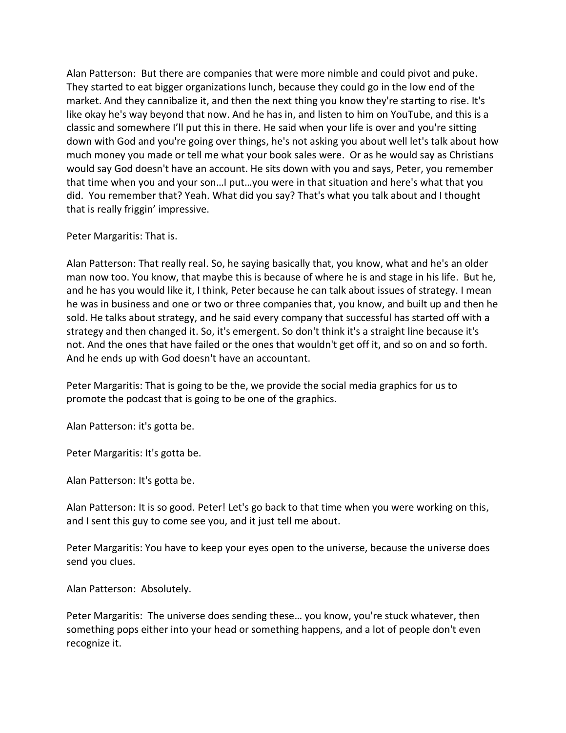Alan Patterson: But there are companies that were more nimble and could pivot and puke. They started to eat bigger organizations lunch, because they could go in the low end of the market. And they cannibalize it, and then the next thing you know they're starting to rise. It's like okay he's way beyond that now. And he has in, and listen to him on YouTube, and this is a classic and somewhere I'll put this in there. He said when your life is over and you're sitting down with God and you're going over things, he's not asking you about well let's talk about how much money you made or tell me what your book sales were. Or as he would say as Christians would say God doesn't have an account. He sits down with you and says, Peter, you remember that time when you and your son…I put…you were in that situation and here's what that you did. You remember that? Yeah. What did you say? That's what you talk about and I thought that is really friggin' impressive.

Peter Margaritis: That is.

Alan Patterson: That really real. So, he saying basically that, you know, what and he's an older man now too. You know, that maybe this is because of where he is and stage in his life. But he, and he has you would like it, I think, Peter because he can talk about issues of strategy. I mean he was in business and one or two or three companies that, you know, and built up and then he sold. He talks about strategy, and he said every company that successful has started off with a strategy and then changed it. So, it's emergent. So don't think it's a straight line because it's not. And the ones that have failed or the ones that wouldn't get off it, and so on and so forth. And he ends up with God doesn't have an accountant.

Peter Margaritis: That is going to be the, we provide the social media graphics for us to promote the podcast that is going to be one of the graphics.

Alan Patterson: it's gotta be.

Peter Margaritis: It's gotta be.

Alan Patterson: It's gotta be.

Alan Patterson: It is so good. Peter! Let's go back to that time when you were working on this, and I sent this guy to come see you, and it just tell me about.

Peter Margaritis: You have to keep your eyes open to the universe, because the universe does send you clues.

Alan Patterson: Absolutely.

Peter Margaritis: The universe does sending these… you know, you're stuck whatever, then something pops either into your head or something happens, and a lot of people don't even recognize it.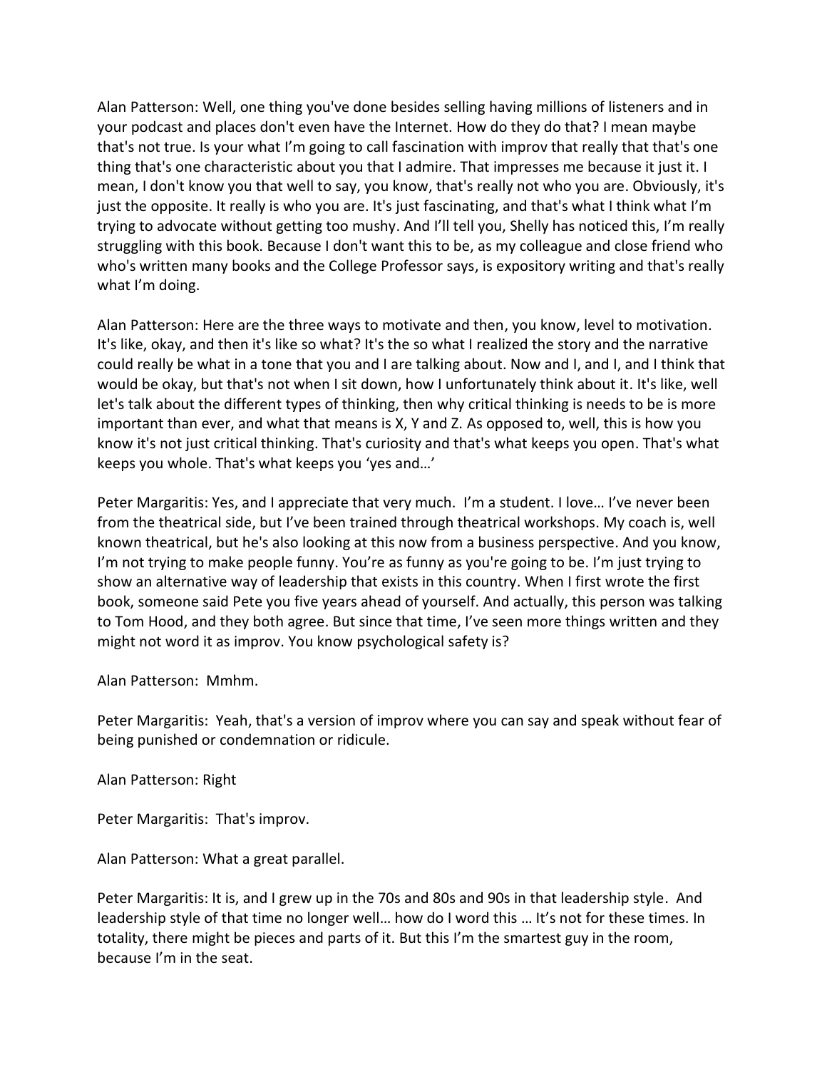Alan Patterson: Well, one thing you've done besides selling having millions of listeners and in your podcast and places don't even have the Internet. How do they do that? I mean maybe that's not true. Is your what I'm going to call fascination with improv that really that that's one thing that's one characteristic about you that I admire. That impresses me because it just it. I mean, I don't know you that well to say, you know, that's really not who you are. Obviously, it's just the opposite. It really is who you are. It's just fascinating, and that's what I think what I'm trying to advocate without getting too mushy. And I'll tell you, Shelly has noticed this, I'm really struggling with this book. Because I don't want this to be, as my colleague and close friend who who's written many books and the College Professor says, is expository writing and that's really what I'm doing.

Alan Patterson: Here are the three ways to motivate and then, you know, level to motivation. It's like, okay, and then it's like so what? It's the so what I realized the story and the narrative could really be what in a tone that you and I are talking about. Now and I, and I, and I think that would be okay, but that's not when I sit down, how I unfortunately think about it. It's like, well let's talk about the different types of thinking, then why critical thinking is needs to be is more important than ever, and what that means is X, Y and Z. As opposed to, well, this is how you know it's not just critical thinking. That's curiosity and that's what keeps you open. That's what keeps you whole. That's what keeps you 'yes and…'

Peter Margaritis: Yes, and I appreciate that very much. I'm a student. I love… I've never been from the theatrical side, but I've been trained through theatrical workshops. My coach is, well known theatrical, but he's also looking at this now from a business perspective. And you know, I'm not trying to make people funny. You're as funny as you're going to be. I'm just trying to show an alternative way of leadership that exists in this country. When I first wrote the first book, someone said Pete you five years ahead of yourself. And actually, this person was talking to Tom Hood, and they both agree. But since that time, I've seen more things written and they might not word it as improv. You know psychological safety is?

Alan Patterson: Mmhm.

Peter Margaritis: Yeah, that's a version of improv where you can say and speak without fear of being punished or condemnation or ridicule.

Alan Patterson: Right

Peter Margaritis: That's improv.

Alan Patterson: What a great parallel.

Peter Margaritis: It is, and I grew up in the 70s and 80s and 90s in that leadership style. And leadership style of that time no longer well… how do I word this … It's not for these times. In totality, there might be pieces and parts of it. But this I'm the smartest guy in the room, because I'm in the seat.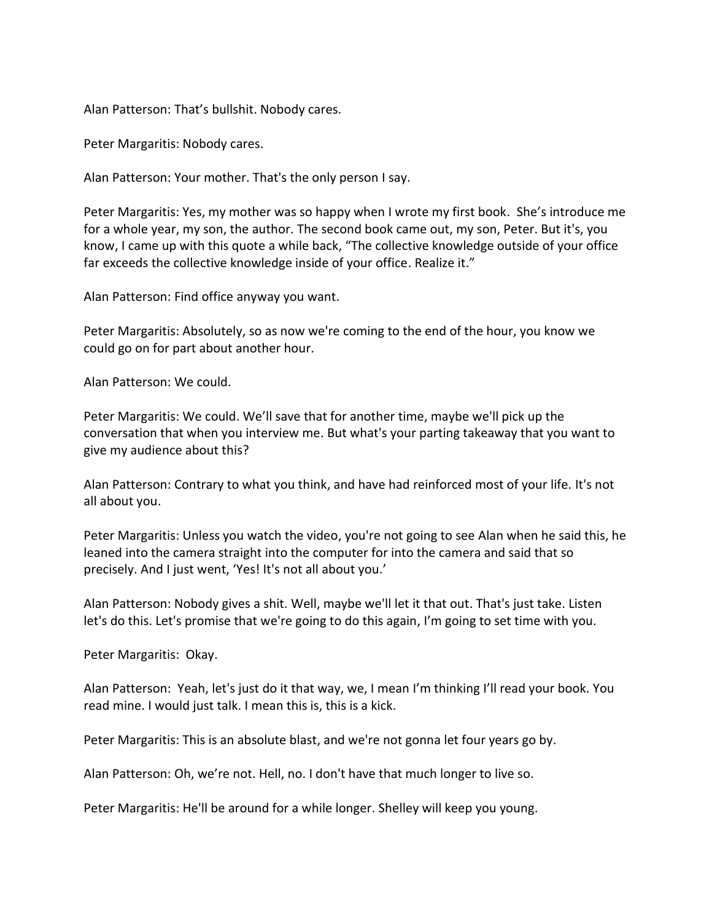Alan Patterson: That's bullshit. Nobody cares.

Peter Margaritis: Nobody cares.

Alan Patterson: Your mother. That's the only person I say.

Peter Margaritis: Yes, my mother was so happy when I wrote my first book. She's introduce me for a whole year, my son, the author. The second book came out, my son, Peter. But it's, you know, I came up with this quote a while back, "The collective knowledge outside of your office far exceeds the collective knowledge inside of your office. Realize it."

Alan Patterson: Find office anyway you want.

Peter Margaritis: Absolutely, so as now we're coming to the end of the hour, you know we could go on for part about another hour.

Alan Patterson: We could.

Peter Margaritis: We could. We'll save that for another time, maybe we'll pick up the conversation that when you interview me. But what's your parting takeaway that you want to give my audience about this?

Alan Patterson: Contrary to what you think, and have had reinforced most of your life. It's not all about you.

Peter Margaritis: Unless you watch the video, you're not going to see Alan when he said this, he leaned into the camera straight into the computer for into the camera and said that so precisely. And I just went, 'Yes! It's not all about you.'

Alan Patterson: Nobody gives a shit. Well, maybe we'll let it that out. That's just take. Listen let's do this. Let's promise that we're going to do this again, I'm going to set time with you.

Peter Margaritis: Okay.

Alan Patterson: Yeah, let's just do it that way, we, I mean I'm thinking I'll read your book. You read mine. I would just talk. I mean this is, this is a kick.

Peter Margaritis: This is an absolute blast, and we're not gonna let four years go by.

Alan Patterson: Oh, we're not. Hell, no. I don't have that much longer to live so.

Peter Margaritis: He'll be around for a while longer. Shelley will keep you young.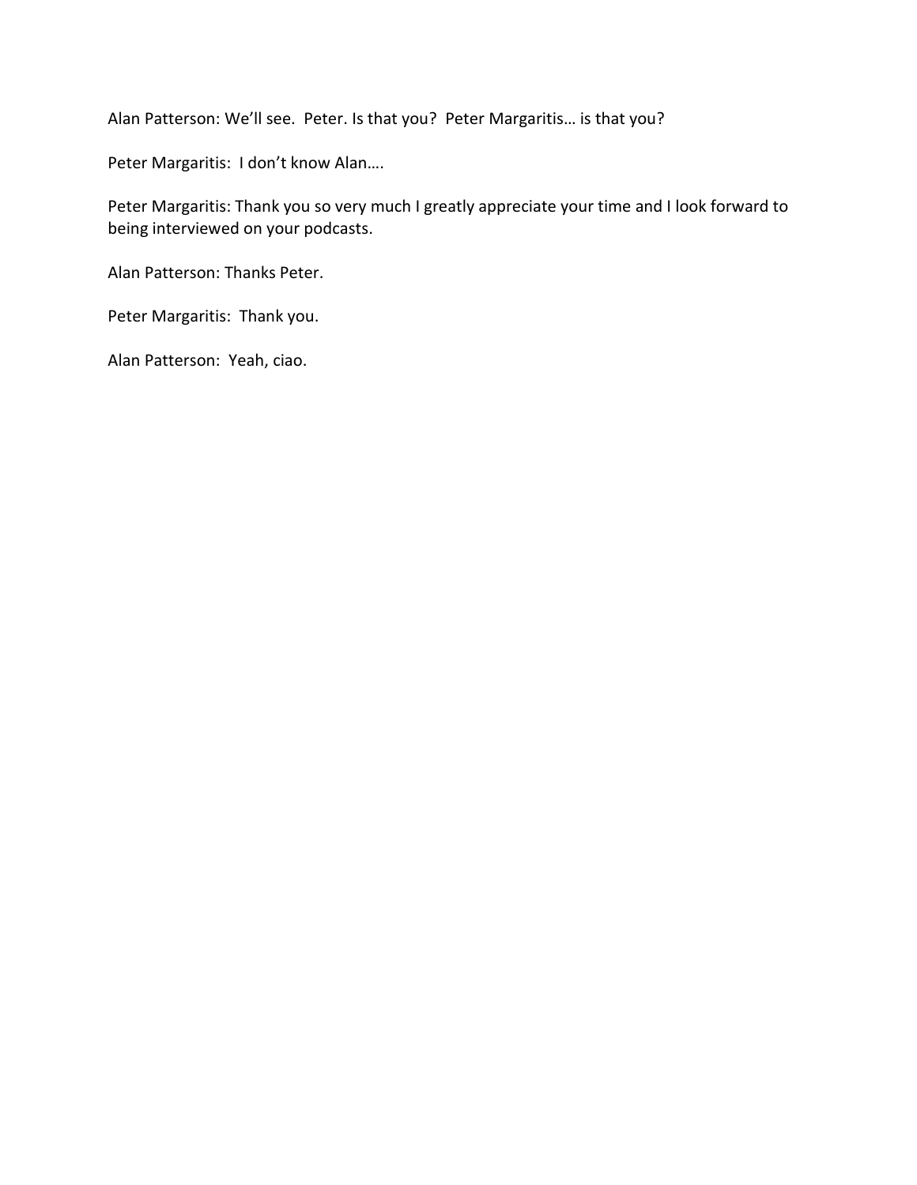Alan Patterson: We'll see.  Peter. Is that you?  Peter Margaritis… is that you?

Peter Margaritis:  I don't know Alan….

Peter Margaritis: Thank you so very much I greatly appreciate your time and I look forward to being interviewed on your podcasts.

Alan Patterson: Thanks Peter.

Peter Margaritis:  Thank you.

Alan Patterson:  Yeah, ciao.